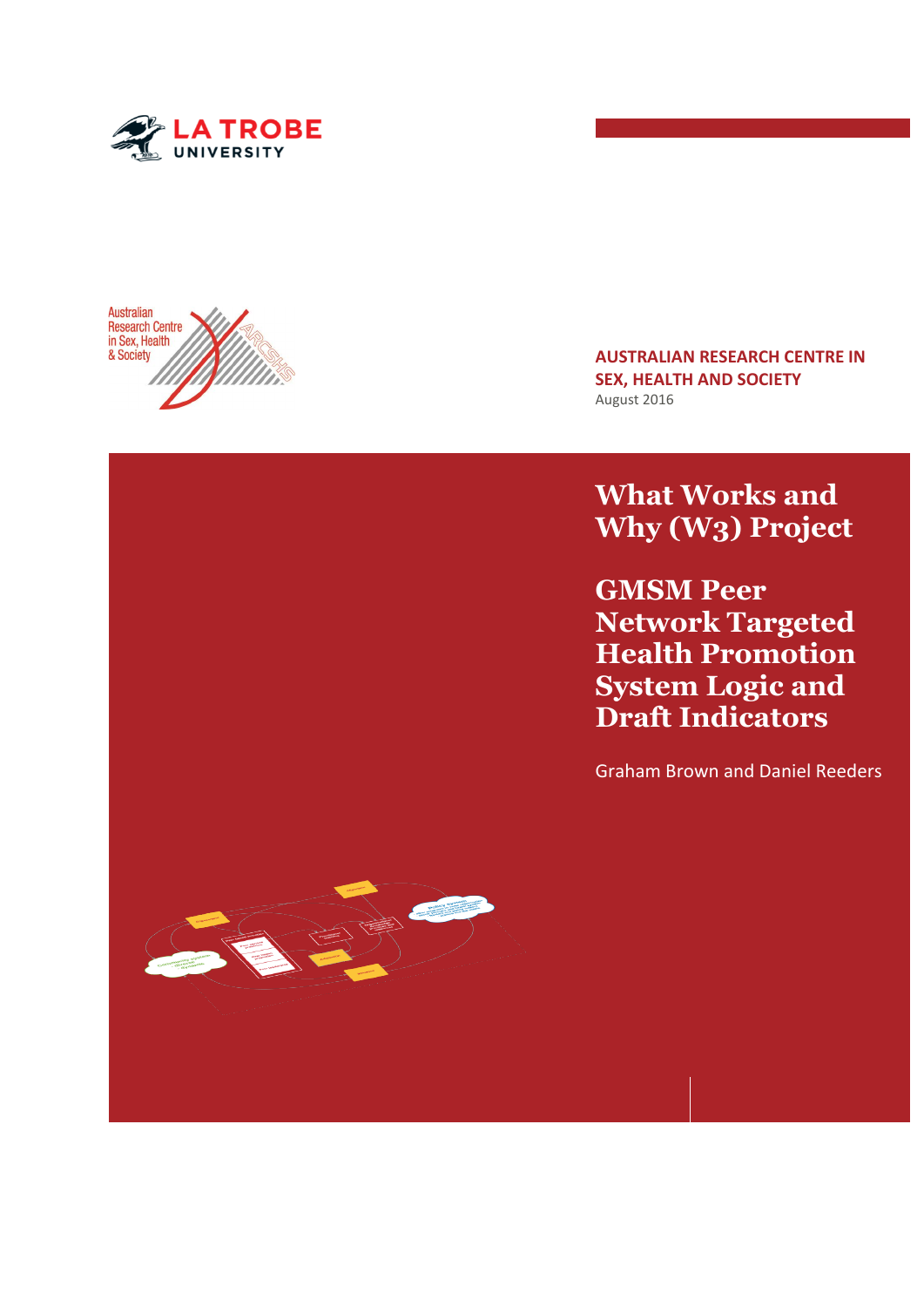LA TROBE UNIVERSITY

Australian Research Centre in Sex, Health & Society

**AUSTRALIAN RESEARCH CENTRE IN SEX, HEALTH AND SOCIETY**

August 2016

# What Works and Why (W3) Project

# GMSM Peer Network Targeted Health Promotion System Logic and Draft Indicators

Graham Brown and Daniel Reeders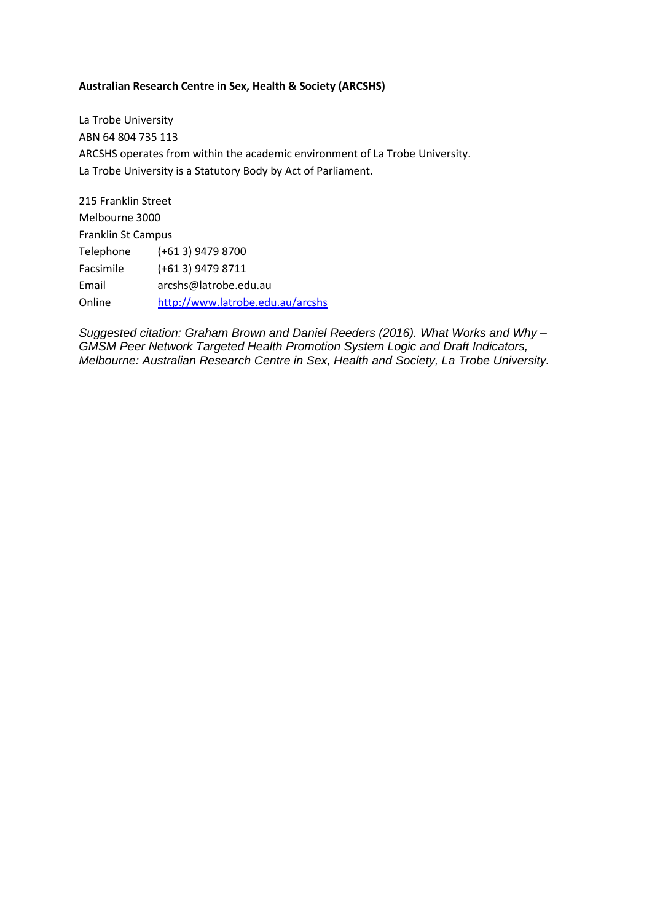**Australian Research Centre in Sex, Health & Society (ARCSHS)**

La Trobe University
ABN 64 804 735 113
ARCSHS operates from within the academic environment of La Trobe University.
La Trobe University is a Statutory Body by Act of Parliament.

215 Franklin Street
Melbourne 3000
Franklin St Campus

| | |
|---|---|
| Telephone | (+61 3) 9479 8700 |
| Facsimile | (+61 3) 9479 8711 |
| Email | arcshs@latrobe.edu.au |
| Online | [http://www.latrobe.edu.au/arcshs](http://www.latrobe.edu.au/arcshs) |

*Suggested citation: Graham Brown and Daniel Reeders (2016). What Works and Why – GMSM Peer Network Targeted Health Promotion System Logic and Draft Indicators, Melbourne: Australian Research Centre in Sex, Health and Society, La Trobe University.*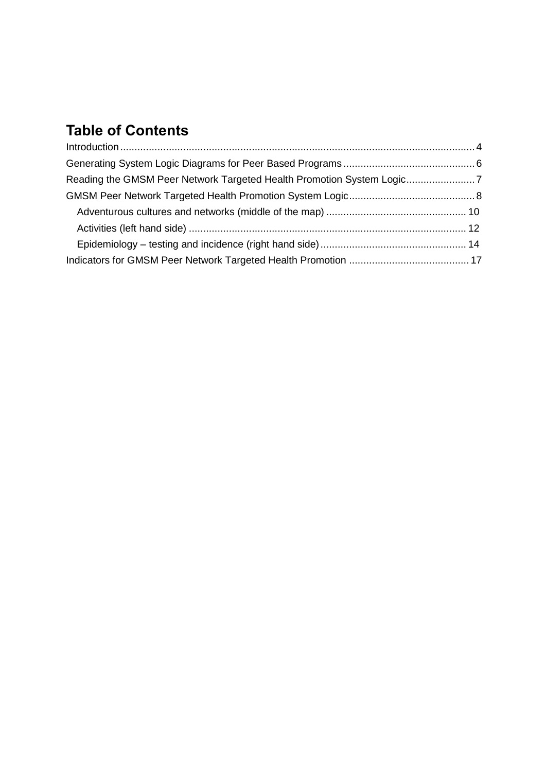## Table of Contents

Introduction .......................................................................................................................... 4

Generating System Logic Diagrams for Peer Based Programs ............................................. 6

Reading the GMSM Peer Network Targeted Health Promotion System Logic ........................ 7

GMSM Peer Network Targeted Health Promotion System Logic ............................................ 8

- Adventurous cultures and networks (middle of the map) ................................................. 10
- Activities (left hand side) ................................................................................................ 12
- Epidemiology – testing and incidence (right hand side) ................................................... 14

Indicators for GMSM Peer Network Targeted Health Promotion .......................................... 17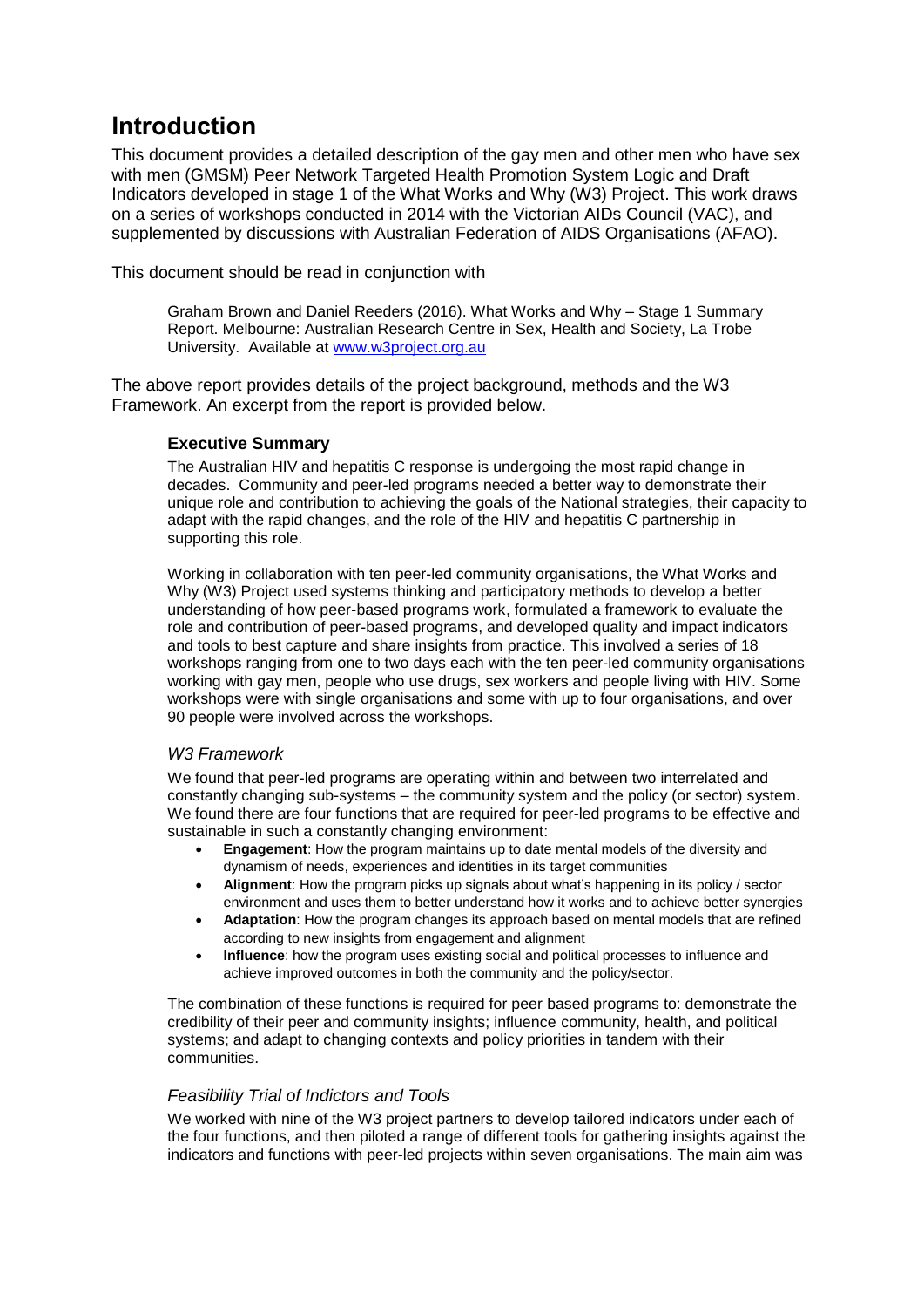# Introduction

This document provides a detailed description of the gay men and other men who have sex with men (GMSM) Peer Network Targeted Health Promotion System Logic and Draft Indicators developed in stage 1 of the What Works and Why (W3) Project. This work draws on a series of workshops conducted in 2014 with the Victorian AIDs Council (VAC), and supplemented by discussions with Australian Federation of AIDS Organisations (AFAO).

This document should be read in conjunction with

> Graham Brown and Daniel Reeders (2016). What Works and Why – Stage 1 Summary Report. Melbourne: Australian Research Centre in Sex, Health and Society, La Trobe University. Available at [www.w3project.org.au](http://www.w3project.org.au)

The above report provides details of the project background, methods and the W3 Framework. An excerpt from the report is provided below.

### Executive Summary

The Australian HIV and hepatitis C response is undergoing the most rapid change in decades. Community and peer-led programs needed a better way to demonstrate their unique role and contribution to achieving the goals of the National strategies, their capacity to adapt with the rapid changes, and the role of the HIV and hepatitis C partnership in supporting this role.

Working in collaboration with ten peer-led community organisations, the What Works and Why (W3) Project used systems thinking and participatory methods to develop a better understanding of how peer-based programs work, formulated a framework to evaluate the role and contribution of peer-based programs, and developed quality and impact indicators and tools to best capture and share insights from practice. This involved a series of 18 workshops ranging from one to two days each with the ten peer-led community organisations working with gay men, people who use drugs, sex workers and people living with HIV. Some workshops were with single organisations and some with up to four organisations, and over 90 people were involved across the workshops.

#### *W3 Framework*

We found that peer-led programs are operating within and between two interrelated and constantly changing sub-systems – the community system and the policy (or sector) system. We found there are four functions that are required for peer-led programs to be effective and sustainable in such a constantly changing environment:

- **Engagement**: How the program maintains up to date mental models of the diversity and dynamism of needs, experiences and identities in its target communities
- **Alignment**: How the program picks up signals about what's happening in its policy / sector environment and uses them to better understand how it works and to achieve better synergies
- **Adaptation**: How the program changes its approach based on mental models that are refined according to new insights from engagement and alignment
- **Influence**: how the program uses existing social and political processes to influence and achieve improved outcomes in both the community and the policy/sector.

The combination of these functions is required for peer based programs to: demonstrate the credibility of their peer and community insights; influence community, health, and political systems; and adapt to changing contexts and policy priorities in tandem with their communities.

#### *Feasibility Trial of Indictors and Tools*

We worked with nine of the W3 project partners to develop tailored indicators under each of the four functions, and then piloted a range of different tools for gathering insights against the indicators and functions with peer-led projects within seven organisations. The main aim was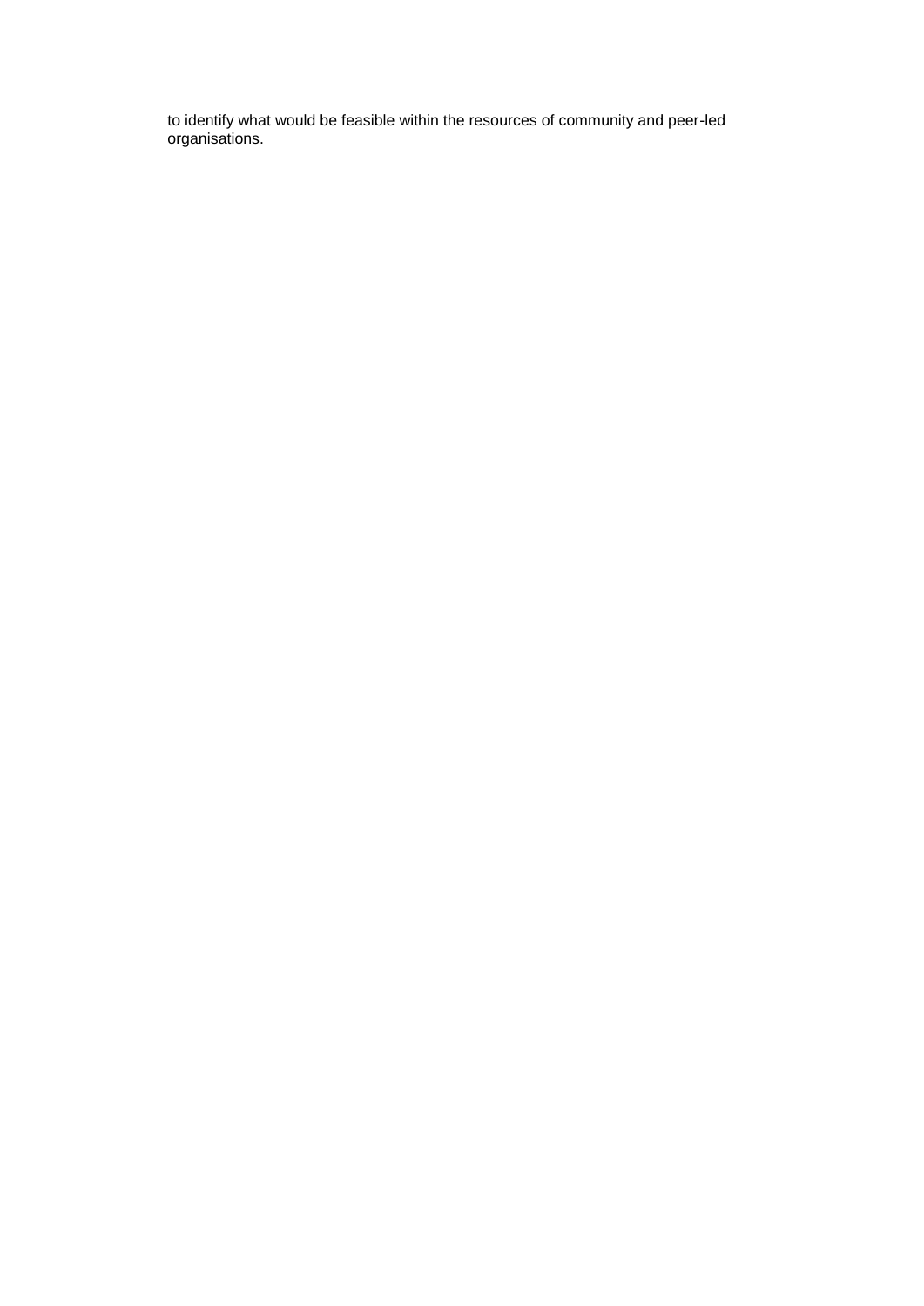to identify what would be feasible within the resources of community and peer-led organisations.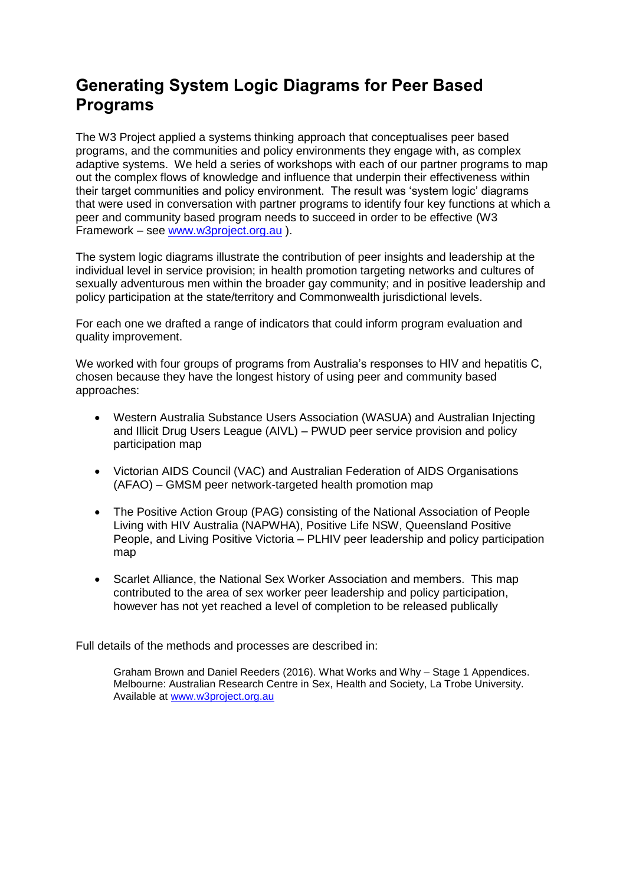# Generating System Logic Diagrams for Peer Based Programs

The W3 Project applied a systems thinking approach that conceptualises peer based programs, and the communities and policy environments they engage with, as complex adaptive systems. We held a series of workshops with each of our partner programs to map out the complex flows of knowledge and influence that underpin their effectiveness within their target communities and policy environment. The result was 'system logic' diagrams that were used in conversation with partner programs to identify four key functions at which a peer and community based program needs to succeed in order to be effective (W3 Framework – see [www.w3project.org.au](http://www.w3project.org.au) ).

The system logic diagrams illustrate the contribution of peer insights and leadership at the individual level in service provision; in health promotion targeting networks and cultures of sexually adventurous men within the broader gay community; and in positive leadership and policy participation at the state/territory and Commonwealth jurisdictional levels.

For each one we drafted a range of indicators that could inform program evaluation and quality improvement.

We worked with four groups of programs from Australia's responses to HIV and hepatitis C, chosen because they have the longest history of using peer and community based approaches:

- Western Australia Substance Users Association (WASUA) and Australian Injecting and Illicit Drug Users League (AIVL) – PWUD peer service provision and policy participation map
- Victorian AIDS Council (VAC) and Australian Federation of AIDS Organisations (AFAO) – GMSM peer network-targeted health promotion map
- The Positive Action Group (PAG) consisting of the National Association of People Living with HIV Australia (NAPWHA), Positive Life NSW, Queensland Positive People, and Living Positive Victoria – PLHIV peer leadership and policy participation map
- Scarlet Alliance, the National Sex Worker Association and members. This map contributed to the area of sex worker peer leadership and policy participation, however has not yet reached a level of completion to be released publically

Full details of the methods and processes are described in:

> Graham Brown and Daniel Reeders (2016). What Works and Why – Stage 1 Appendices. Melbourne: Australian Research Centre in Sex, Health and Society, La Trobe University. Available at [www.w3project.org.au](http://www.w3project.org.au)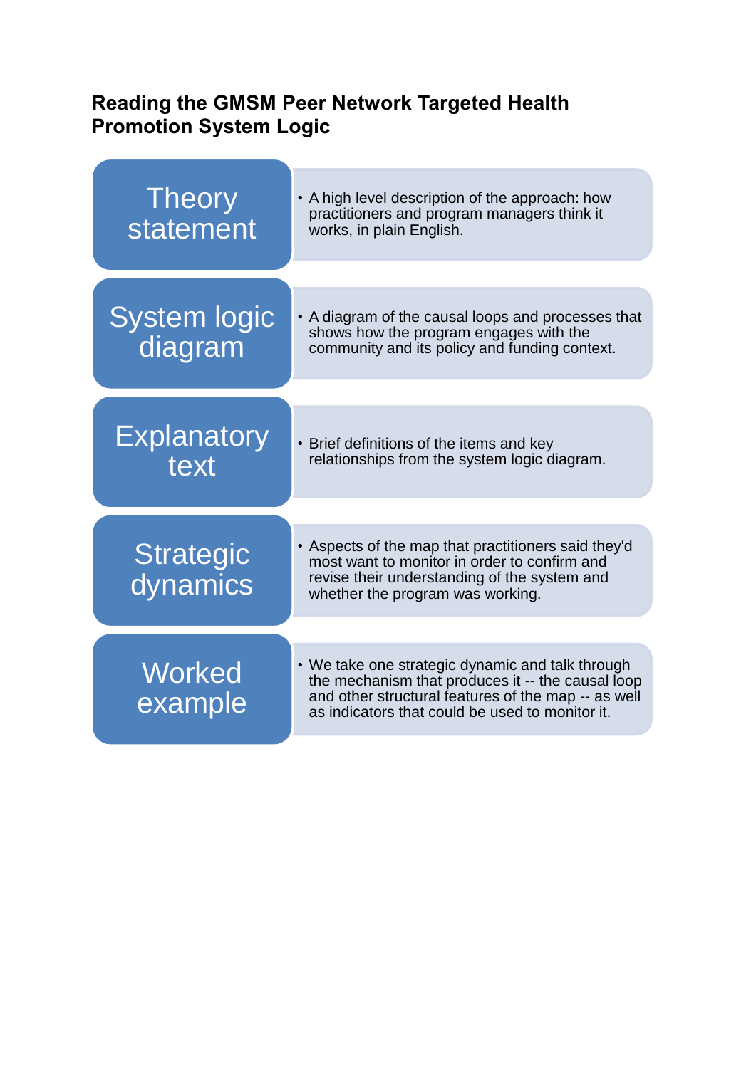## Reading the GMSM Peer Network Targeted Health Promotion System Logic

| | |
|---|---|
| **Theory statement** | • A high level description of the approach: how practitioners and program managers think it works, in plain English. |
| **System logic diagram** | • A diagram of the causal loops and processes that shows how the program engages with the community and its policy and funding context. |
| **Explanatory text** | • Brief definitions of the items and key relationships from the system logic diagram. |
| **Strategic dynamics** | • Aspects of the map that practitioners said they'd most want to monitor in order to confirm and revise their understanding of the system and whether the program was working. |
| **Worked example** | • We take one strategic dynamic and talk through the mechanism that produces it -- the causal loop and other structural features of the map -- as well as indicators that could be used to monitor it. |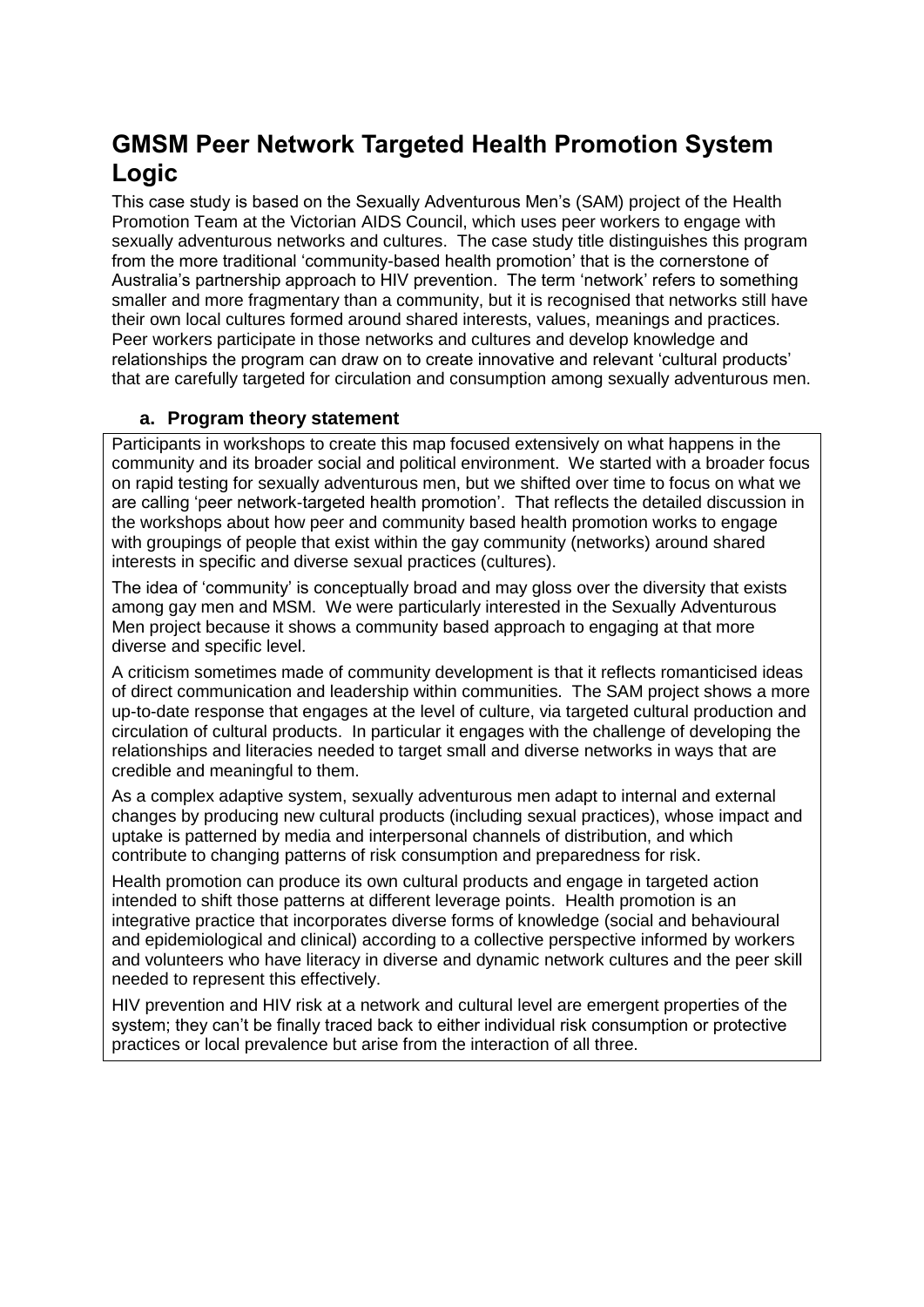# GMSM Peer Network Targeted Health Promotion System Logic

This case study is based on the Sexually Adventurous Men's (SAM) project of the Health Promotion Team at the Victorian AIDS Council, which uses peer workers to engage with sexually adventurous networks and cultures. The case study title distinguishes this program from the more traditional 'community-based health promotion' that is the cornerstone of Australia's partnership approach to HIV prevention. The term 'network' refers to something smaller and more fragmentary than a community, but it is recognised that networks still have their own local cultures formed around shared interests, values, meanings and practices. Peer workers participate in those networks and cultures and develop knowledge and relationships the program can draw on to create innovative and relevant 'cultural products' that are carefully targeted for circulation and consumption among sexually adventurous men.

### a. Program theory statement

Participants in workshops to create this map focused extensively on what happens in the community and its broader social and political environment. We started with a broader focus on rapid testing for sexually adventurous men, but we shifted over time to focus on what we are calling 'peer network-targeted health promotion'. That reflects the detailed discussion in the workshops about how peer and community based health promotion works to engage with groupings of people that exist within the gay community (networks) around shared interests in specific and diverse sexual practices (cultures).

The idea of 'community' is conceptually broad and may gloss over the diversity that exists among gay men and MSM. We were particularly interested in the Sexually Adventurous Men project because it shows a community based approach to engaging at that more diverse and specific level.

A criticism sometimes made of community development is that it reflects romanticised ideas of direct communication and leadership within communities. The SAM project shows a more up-to-date response that engages at the level of culture, via targeted cultural production and circulation of cultural products. In particular it engages with the challenge of developing the relationships and literacies needed to target small and diverse networks in ways that are credible and meaningful to them.

As a complex adaptive system, sexually adventurous men adapt to internal and external changes by producing new cultural products (including sexual practices), whose impact and uptake is patterned by media and interpersonal channels of distribution, and which contribute to changing patterns of risk consumption and preparedness for risk.

Health promotion can produce its own cultural products and engage in targeted action intended to shift those patterns at different leverage points. Health promotion is an integrative practice that incorporates diverse forms of knowledge (social and behavioural and epidemiological and clinical) according to a collective perspective informed by workers and volunteers who have literacy in diverse and dynamic network cultures and the peer skill needed to represent this effectively.

HIV prevention and HIV risk at a network and cultural level are emergent properties of the system; they can't be finally traced back to either individual risk consumption or protective practices or local prevalence but arise from the interaction of all three.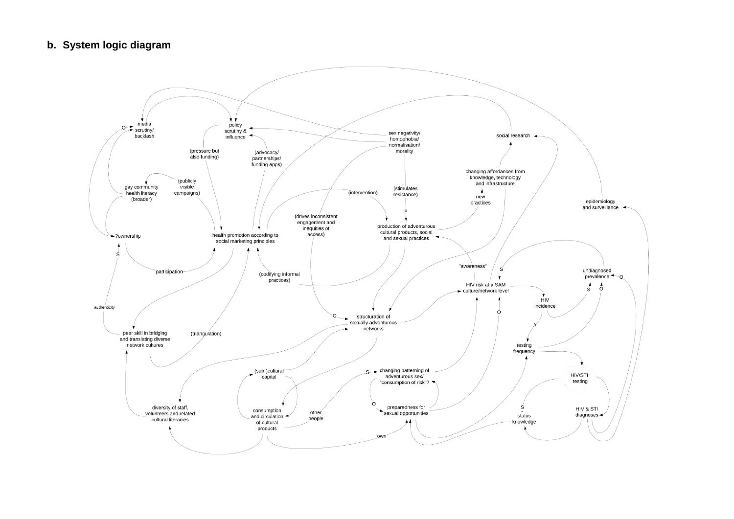**b. System logic diagram**

media scrutiny/ backlash

policy scrutiny & influence

sex negativity/ homophobia/ normalisation/ morality

social research

(pressure but also funding)

(advocacy/ partnerships/ funding apps)

changing affordances from knowledge, technology and infrastructure

(publicly visible campaigns)

gay community health literacy (broader)

(intervention)

(stimulates resistance)

new practices

epidemiology and surveillance

(drives inconsistent engagement and inequities of access)

S

production of adventurous cultural products, social and sexual practices

?ownership

health promotion according to social marketing principles

S

"awareness"

S

undiagnosed prevalence

O

participation

(codifying informal practices)

HIV risk at a SAM culture/network level

S

O

authenticity

HIV incidence

O

O

structuration of sexually adventurous networks

peer skill in bridging and translating diverse network cultures

(triangulation)

//

testing frequency

(sub-)cultural capital

S

changing patterning of adventurous sex/ "consumption of risk"?

HIV/STI testing

O

preparedness for sexual opportunities

diversity of staff, volunteers and related cultural literacies

consumption and circulation of cultural products

other people

S

status knowledge

HIV & STI diagnoses

own

O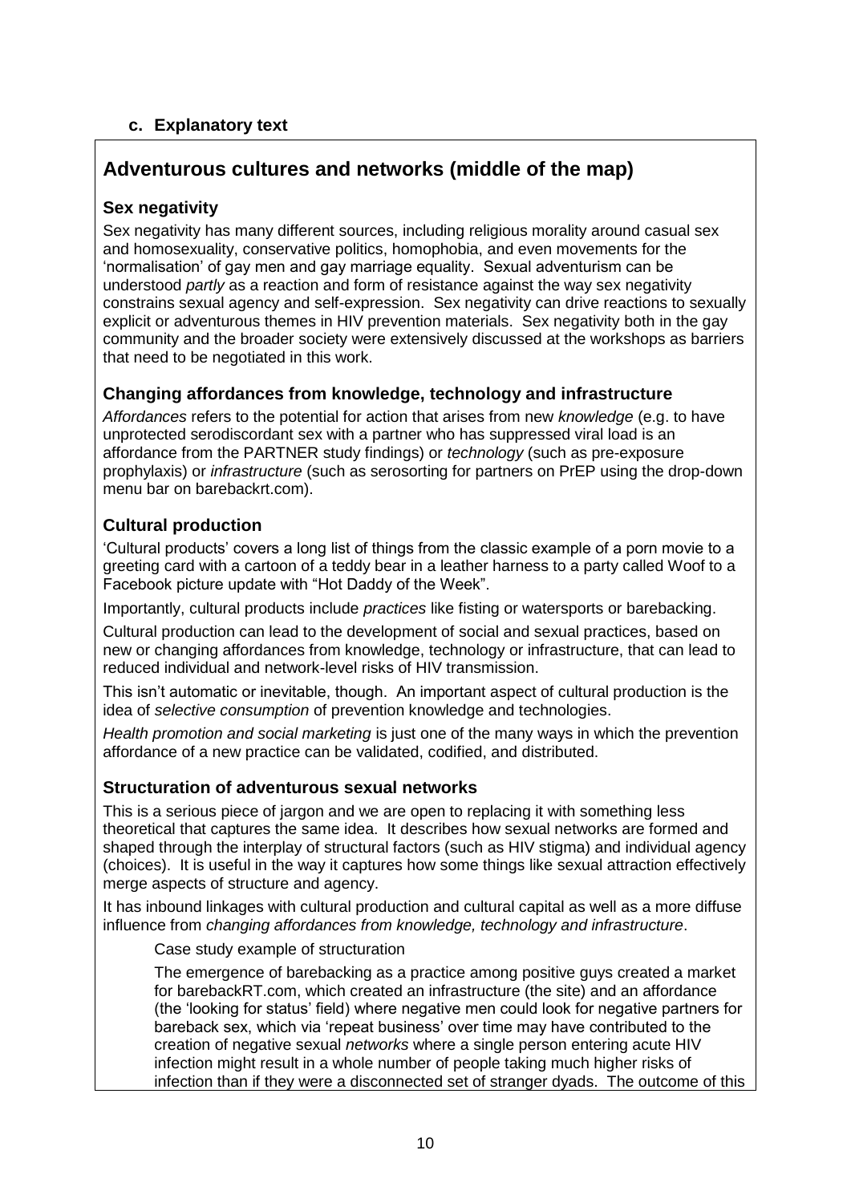### c. Explanatory text

## Adventurous cultures and networks (middle of the map)

### Sex negativity

Sex negativity has many different sources, including religious morality around casual sex and homosexuality, conservative politics, homophobia, and even movements for the 'normalisation' of gay men and gay marriage equality. Sexual adventurism can be understood *partly* as a reaction and form of resistance against the way sex negativity constrains sexual agency and self-expression. Sex negativity can drive reactions to sexually explicit or adventurous themes in HIV prevention materials. Sex negativity both in the gay community and the broader society were extensively discussed at the workshops as barriers that need to be negotiated in this work.

### Changing affordances from knowledge, technology and infrastructure

*Affordances* refers to the potential for action that arises from new *knowledge* (e.g. to have unprotected serodiscordant sex with a partner who has suppressed viral load is an affordance from the PARTNER study findings) or *technology* (such as pre-exposure prophylaxis) or *infrastructure* (such as serosorting for partners on PrEP using the drop-down menu bar on barebackrt.com).

### Cultural production

'Cultural products' covers a long list of things from the classic example of a porn movie to a greeting card with a cartoon of a teddy bear in a leather harness to a party called Woof to a Facebook picture update with "Hot Daddy of the Week".

Importantly, cultural products include *practices* like fisting or watersports or barebacking.

Cultural production can lead to the development of social and sexual practices, based on new or changing affordances from knowledge, technology or infrastructure, that can lead to reduced individual and network-level risks of HIV transmission.

This isn't automatic or inevitable, though. An important aspect of cultural production is the idea of *selective consumption* of prevention knowledge and technologies.

*Health promotion and social marketing* is just one of the many ways in which the prevention affordance of a new practice can be validated, codified, and distributed.

### Structuration of adventurous sexual networks

This is a serious piece of jargon and we are open to replacing it with something less theoretical that captures the same idea. It describes how sexual networks are formed and shaped through the interplay of structural factors (such as HIV stigma) and individual agency (choices). It is useful in the way it captures how some things like sexual attraction effectively merge aspects of structure and agency.

It has inbound linkages with cultural production and cultural capital as well as a more diffuse influence from *changing affordances from knowledge, technology and infrastructure*.

> Case study example of structuration
>
> The emergence of barebacking as a practice among positive guys created a market for barebackRT.com, which created an infrastructure (the site) and an affordance (the 'looking for status' field) where negative men could look for negative partners for bareback sex, which via 'repeat business' over time may have contributed to the creation of negative sexual *networks* where a single person entering acute HIV infection might result in a whole number of people taking much higher risks of infection than if they were a disconnected set of stranger dyads. The outcome of this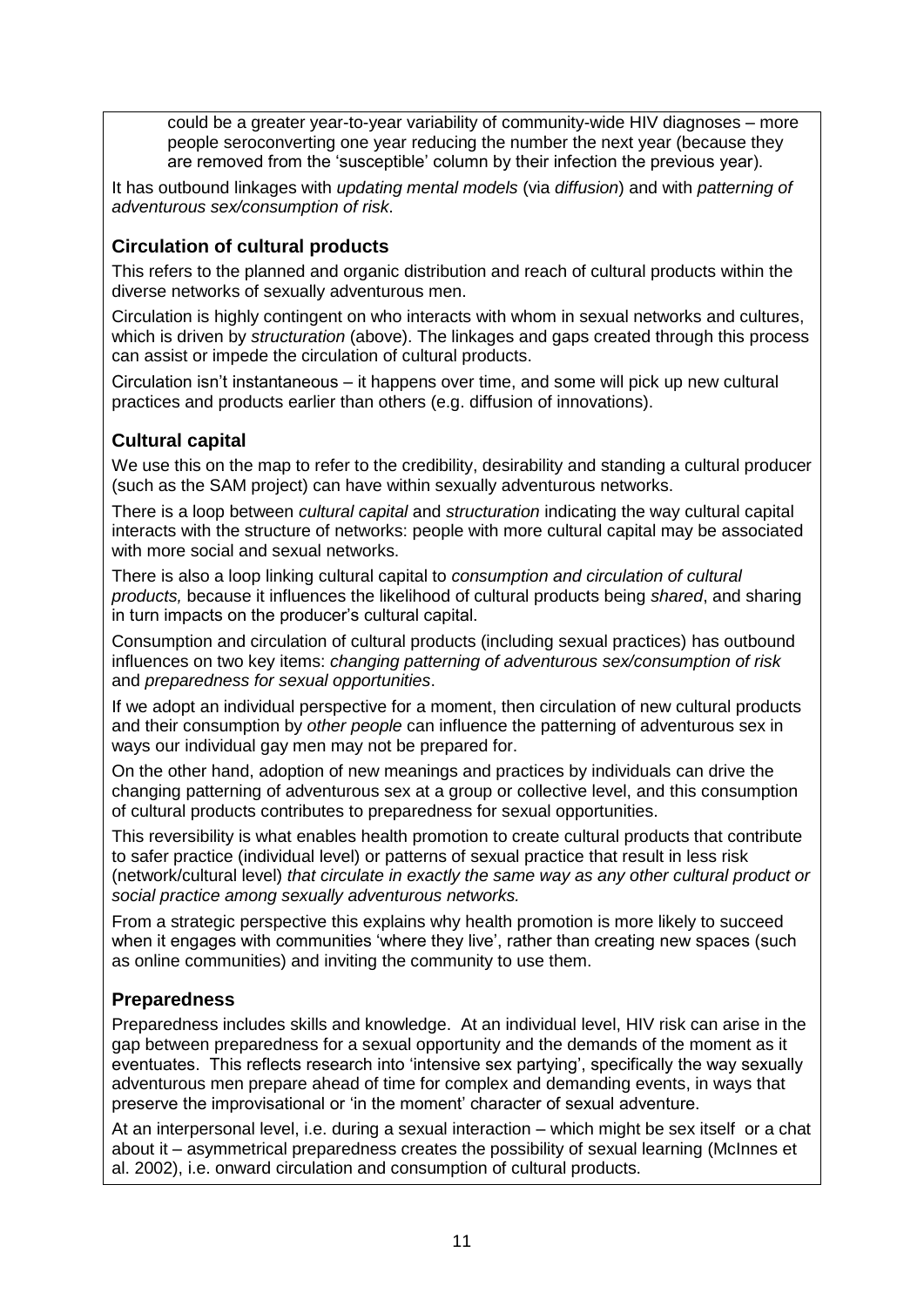could be a greater year-to-year variability of community-wide HIV diagnoses – more people seroconverting one year reducing the number the next year (because they are removed from the 'susceptible' column by their infection the previous year).

It has outbound linkages with *updating mental models* (via *diffusion*) and with *patterning of adventurous sex/consumption of risk*.

### Circulation of cultural products

This refers to the planned and organic distribution and reach of cultural products within the diverse networks of sexually adventurous men.

Circulation is highly contingent on who interacts with whom in sexual networks and cultures, which is driven by *structuration* (above). The linkages and gaps created through this process can assist or impede the circulation of cultural products.

Circulation isn't instantaneous – it happens over time, and some will pick up new cultural practices and products earlier than others (e.g. diffusion of innovations).

### Cultural capital

We use this on the map to refer to the credibility, desirability and standing a cultural producer (such as the SAM project) can have within sexually adventurous networks.

There is a loop between *cultural capital* and *structuration* indicating the way cultural capital interacts with the structure of networks: people with more cultural capital may be associated with more social and sexual networks.

There is also a loop linking cultural capital to *consumption and circulation of cultural products,* because it influences the likelihood of cultural products being *shared*, and sharing in turn impacts on the producer's cultural capital.

Consumption and circulation of cultural products (including sexual practices) has outbound influences on two key items: *changing patterning of adventurous sex/consumption of risk* and *preparedness for sexual opportunities*.

If we adopt an individual perspective for a moment, then circulation of new cultural products and their consumption by *other people* can influence the patterning of adventurous sex in ways our individual gay men may not be prepared for.

On the other hand, adoption of new meanings and practices by individuals can drive the changing patterning of adventurous sex at a group or collective level, and this consumption of cultural products contributes to preparedness for sexual opportunities.

This reversibility is what enables health promotion to create cultural products that contribute to safer practice (individual level) or patterns of sexual practice that result in less risk (network/cultural level) *that circulate in exactly the same way as any other cultural product or social practice among sexually adventurous networks.*

From a strategic perspective this explains why health promotion is more likely to succeed when it engages with communities 'where they live', rather than creating new spaces (such as online communities) and inviting the community to use them.

### Preparedness

Preparedness includes skills and knowledge. At an individual level, HIV risk can arise in the gap between preparedness for a sexual opportunity and the demands of the moment as it eventuates. This reflects research into 'intensive sex partying', specifically the way sexually adventurous men prepare ahead of time for complex and demanding events, in ways that preserve the improvisational or 'in the moment' character of sexual adventure.

At an interpersonal level, i.e. during a sexual interaction – which might be sex itself or a chat about it – asymmetrical preparedness creates the possibility of sexual learning (McInnes et al. 2002), i.e. onward circulation and consumption of cultural products.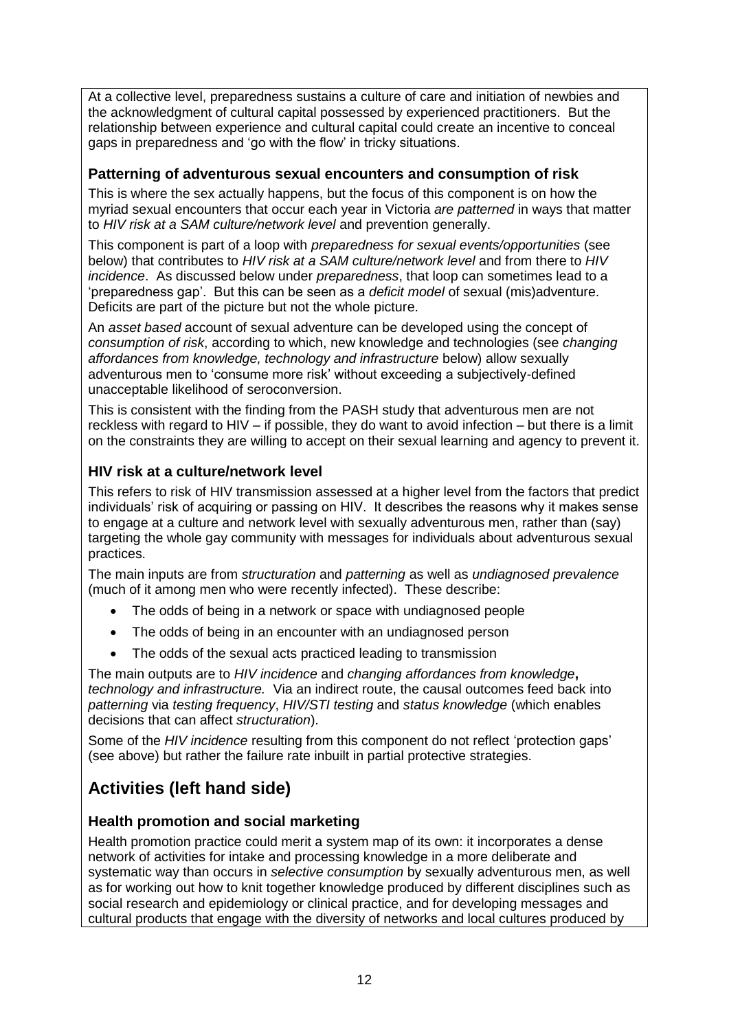At a collective level, preparedness sustains a culture of care and initiation of newbies and the acknowledgment of cultural capital possessed by experienced practitioners. But the relationship between experience and cultural capital could create an incentive to conceal gaps in preparedness and 'go with the flow' in tricky situations.

### Patterning of adventurous sexual encounters and consumption of risk

This is where the sex actually happens, but the focus of this component is on how the myriad sexual encounters that occur each year in Victoria *are patterned* in ways that matter to *HIV risk at a SAM culture/network level* and prevention generally.

This component is part of a loop with *preparedness for sexual events/opportunities* (see below) that contributes to *HIV risk at a SAM culture/network level* and from there to *HIV incidence*. As discussed below under *preparedness*, that loop can sometimes lead to a 'preparedness gap'. But this can be seen as a *deficit model* of sexual (mis)adventure. Deficits are part of the picture but not the whole picture.

An *asset based* account of sexual adventure can be developed using the concept of *consumption of risk*, according to which, new knowledge and technologies (see *changing affordances from knowledge, technology and infrastructure* below) allow sexually adventurous men to 'consume more risk' without exceeding a subjectively-defined unacceptable likelihood of seroconversion.

This is consistent with the finding from the PASH study that adventurous men are not reckless with regard to HIV – if possible, they do want to avoid infection – but there is a limit on the constraints they are willing to accept on their sexual learning and agency to prevent it.

### HIV risk at a culture/network level

This refers to risk of HIV transmission assessed at a higher level from the factors that predict individuals' risk of acquiring or passing on HIV. It describes the reasons why it makes sense to engage at a culture and network level with sexually adventurous men, rather than (say) targeting the whole gay community with messages for individuals about adventurous sexual practices.

The main inputs are from *structuration* and *patterning* as well as *undiagnosed prevalence* (much of it among men who were recently infected). These describe:

- The odds of being in a network or space with undiagnosed people
- The odds of being in an encounter with an undiagnosed person
- The odds of the sexual acts practiced leading to transmission

The main outputs are to *HIV incidence* and *changing affordances from knowledge*, *technology and infrastructure.* Via an indirect route, the causal outcomes feed back into *patterning* via *testing frequency*, *HIV/STI testing* and *status knowledge* (which enables decisions that can affect *structuration*).

Some of the *HIV incidence* resulting from this component do not reflect 'protection gaps' (see above) but rather the failure rate inbuilt in partial protective strategies.

## Activities (left hand side)

### Health promotion and social marketing

Health promotion practice could merit a system map of its own: it incorporates a dense network of activities for intake and processing knowledge in a more deliberate and systematic way than occurs in *selective consumption* by sexually adventurous men, as well as for working out how to knit together knowledge produced by different disciplines such as social research and epidemiology or clinical practice, and for developing messages and cultural products that engage with the diversity of networks and local cultures produced by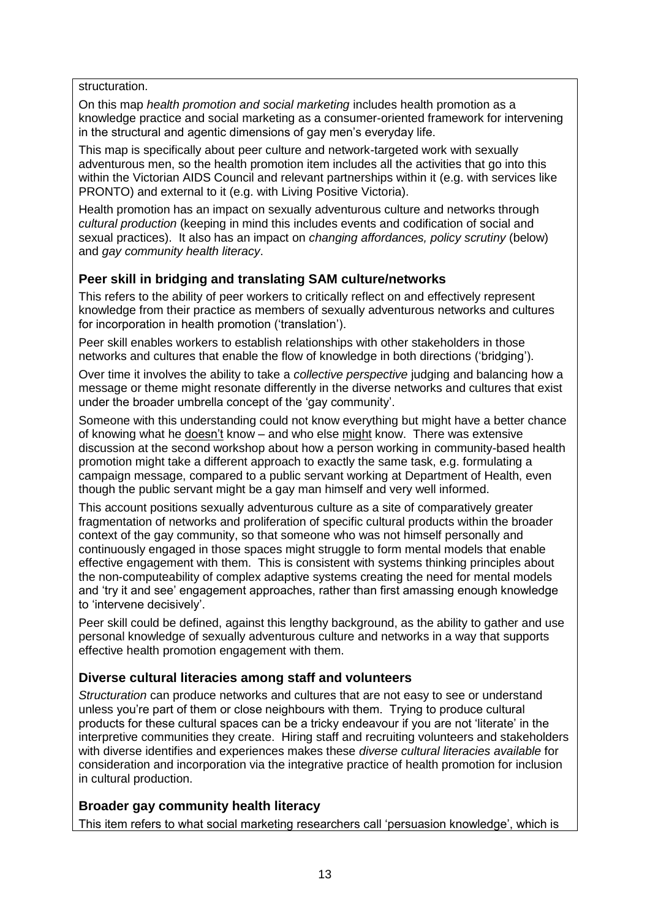structuration.

On this map *health promotion and social marketing* includes health promotion as a knowledge practice and social marketing as a consumer-oriented framework for intervening in the structural and agentic dimensions of gay men's everyday life.

This map is specifically about peer culture and network-targeted work with sexually adventurous men, so the health promotion item includes all the activities that go into this within the Victorian AIDS Council and relevant partnerships within it (e.g. with services like PRONTO) and external to it (e.g. with Living Positive Victoria).

Health promotion has an impact on sexually adventurous culture and networks through *cultural production* (keeping in mind this includes events and codification of social and sexual practices). It also has an impact on *changing affordances, policy scrutiny* (below) and *gay community health literacy*.

### Peer skill in bridging and translating SAM culture/networks

This refers to the ability of peer workers to critically reflect on and effectively represent knowledge from their practice as members of sexually adventurous networks and cultures for incorporation in health promotion ('translation').

Peer skill enables workers to establish relationships with other stakeholders in those networks and cultures that enable the flow of knowledge in both directions ('bridging').

Over time it involves the ability to take a *collective perspective* judging and balancing how a message or theme might resonate differently in the diverse networks and cultures that exist under the broader umbrella concept of the 'gay community'.

Someone with this understanding could not know everything but might have a better chance of knowing what he doesn't know – and who else might know. There was extensive discussion at the second workshop about how a person working in community-based health promotion might take a different approach to exactly the same task, e.g. formulating a campaign message, compared to a public servant working at Department of Health, even though the public servant might be a gay man himself and very well informed.

This account positions sexually adventurous culture as a site of comparatively greater fragmentation of networks and proliferation of specific cultural products within the broader context of the gay community, so that someone who was not himself personally and continuously engaged in those spaces might struggle to form mental models that enable effective engagement with them. This is consistent with systems thinking principles about the non-computeability of complex adaptive systems creating the need for mental models and 'try it and see' engagement approaches, rather than first amassing enough knowledge to 'intervene decisively'.

Peer skill could be defined, against this lengthy background, as the ability to gather and use personal knowledge of sexually adventurous culture and networks in a way that supports effective health promotion engagement with them.

### Diverse cultural literacies among staff and volunteers

*Structuration* can produce networks and cultures that are not easy to see or understand unless you're part of them or close neighbours with them. Trying to produce cultural products for these cultural spaces can be a tricky endeavour if you are not 'literate' in the interpretive communities they create. Hiring staff and recruiting volunteers and stakeholders with diverse identifies and experiences makes these *diverse cultural literacies available* for consideration and incorporation via the integrative practice of health promotion for inclusion in cultural production.

### Broader gay community health literacy

This item refers to what social marketing researchers call 'persuasion knowledge', which is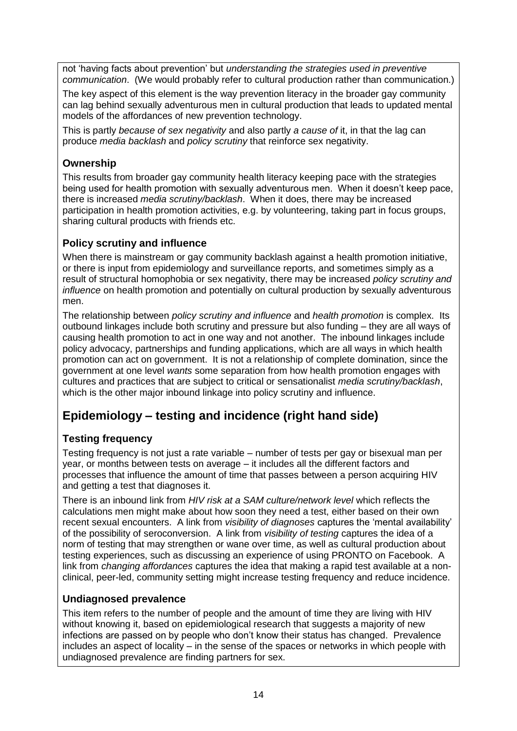not 'having facts about prevention' but *understanding the strategies used in preventive communication*. (We would probably refer to cultural production rather than communication.)

The key aspect of this element is the way prevention literacy in the broader gay community can lag behind sexually adventurous men in cultural production that leads to updated mental models of the affordances of new prevention technology.

This is partly *because of sex negativity* and also partly *a cause of* it, in that the lag can produce *media backlash* and *policy scrutiny* that reinforce sex negativity.

### Ownership

This results from broader gay community health literacy keeping pace with the strategies being used for health promotion with sexually adventurous men. When it doesn't keep pace, there is increased *media scrutiny/backlash*. When it does, there may be increased participation in health promotion activities, e.g. by volunteering, taking part in focus groups, sharing cultural products with friends etc.

### Policy scrutiny and influence

When there is mainstream or gay community backlash against a health promotion initiative, or there is input from epidemiology and surveillance reports, and sometimes simply as a result of structural homophobia or sex negativity, there may be increased *policy scrutiny and influence* on health promotion and potentially on cultural production by sexually adventurous men.

The relationship between *policy scrutiny and influence* and *health promotion* is complex. Its outbound linkages include both scrutiny and pressure but also funding – they are all ways of causing health promotion to act in one way and not another. The inbound linkages include policy advocacy, partnerships and funding applications, which are all ways in which health promotion can act on government. It is not a relationship of complete domination, since the government at one level *wants* some separation from how health promotion engages with cultures and practices that are subject to critical or sensationalist *media scrutiny/backlash*, which is the other major inbound linkage into policy scrutiny and influence.

## Epidemiology – testing and incidence (right hand side)

### Testing frequency

Testing frequency is not just a rate variable – number of tests per gay or bisexual man per year, or months between tests on average – it includes all the different factors and processes that influence the amount of time that passes between a person acquiring HIV and getting a test that diagnoses it.

There is an inbound link from *HIV risk at a SAM culture/network level* which reflects the calculations men might make about how soon they need a test, either based on their own recent sexual encounters. A link from *visibility of diagnoses* captures the 'mental availability' of the possibility of seroconversion. A link from *visibility of testing* captures the idea of a norm of testing that may strengthen or wane over time, as well as cultural production about testing experiences, such as discussing an experience of using PRONTO on Facebook. A link from *changing affordances* captures the idea that making a rapid test available at a non-clinical, peer-led, community setting might increase testing frequency and reduce incidence.

### Undiagnosed prevalence

This item refers to the number of people and the amount of time they are living with HIV without knowing it, based on epidemiological research that suggests a majority of new infections are passed on by people who don't know their status has changed. Prevalence includes an aspect of locality – in the sense of the spaces or networks in which people with undiagnosed prevalence are finding partners for sex.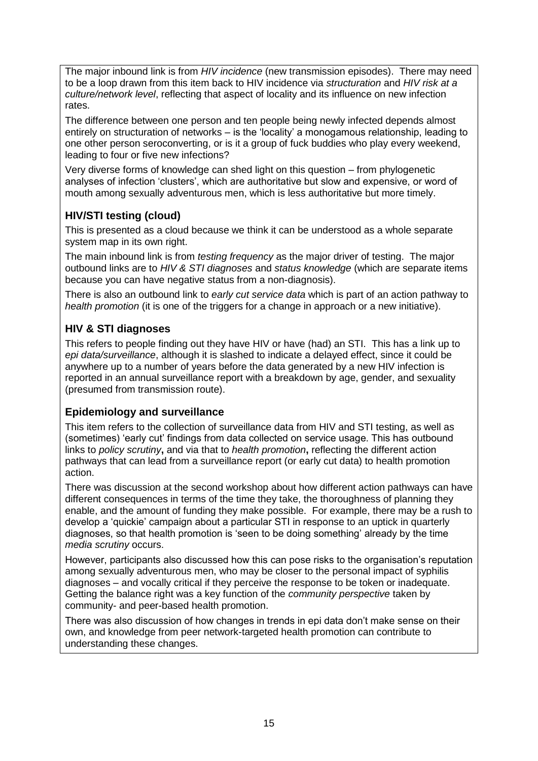The major inbound link is from *HIV incidence* (new transmission episodes). There may need to be a loop drawn from this item back to HIV incidence via *structuration* and *HIV risk at a culture/network level*, reflecting that aspect of locality and its influence on new infection rates.

The difference between one person and ten people being newly infected depends almost entirely on structuration of networks – is the 'locality' a monogamous relationship, leading to one other person seroconverting, or is it a group of fuck buddies who play every weekend, leading to four or five new infections?

Very diverse forms of knowledge can shed light on this question – from phylogenetic analyses of infection 'clusters', which are authoritative but slow and expensive, or word of mouth among sexually adventurous men, which is less authoritative but more timely.

### HIV/STI testing (cloud)

This is presented as a cloud because we think it can be understood as a whole separate system map in its own right.

The main inbound link is from *testing frequency* as the major driver of testing. The major outbound links are to *HIV & STI diagnoses* and *status knowledge* (which are separate items because you can have negative status from a non-diagnosis).

There is also an outbound link to *early cut service data* which is part of an action pathway to *health promotion* (it is one of the triggers for a change in approach or a new initiative).

### HIV & STI diagnoses

This refers to people finding out they have HIV or have (had) an STI. This has a link up to *epi data/surveillance*, although it is slashed to indicate a delayed effect, since it could be anywhere up to a number of years before the data generated by a new HIV infection is reported in an annual surveillance report with a breakdown by age, gender, and sexuality (presumed from transmission route).

### Epidemiology and surveillance

This item refers to the collection of surveillance data from HIV and STI testing, as well as (sometimes) 'early cut' findings from data collected on service usage. This has outbound links to ***policy scrutiny*,** and via that to ***health promotion*,** reflecting the different action pathways that can lead from a surveillance report (or early cut data) to health promotion action.

There was discussion at the second workshop about how different action pathways can have different consequences in terms of the time they take, the thoroughness of planning they enable, and the amount of funding they make possible. For example, there may be a rush to develop a 'quickie' campaign about a particular STI in response to an uptick in quarterly diagnoses, so that health promotion is 'seen to be doing something' already by the time *media scrutiny* occurs.

However, participants also discussed how this can pose risks to the organisation's reputation among sexually adventurous men, who may be closer to the personal impact of syphilis diagnoses – and vocally critical if they perceive the response to be token or inadequate. Getting the balance right was a key function of the *community perspective* taken by community- and peer-based health promotion.

There was also discussion of how changes in trends in epi data don't make sense on their own, and knowledge from peer network-targeted health promotion can contribute to understanding these changes.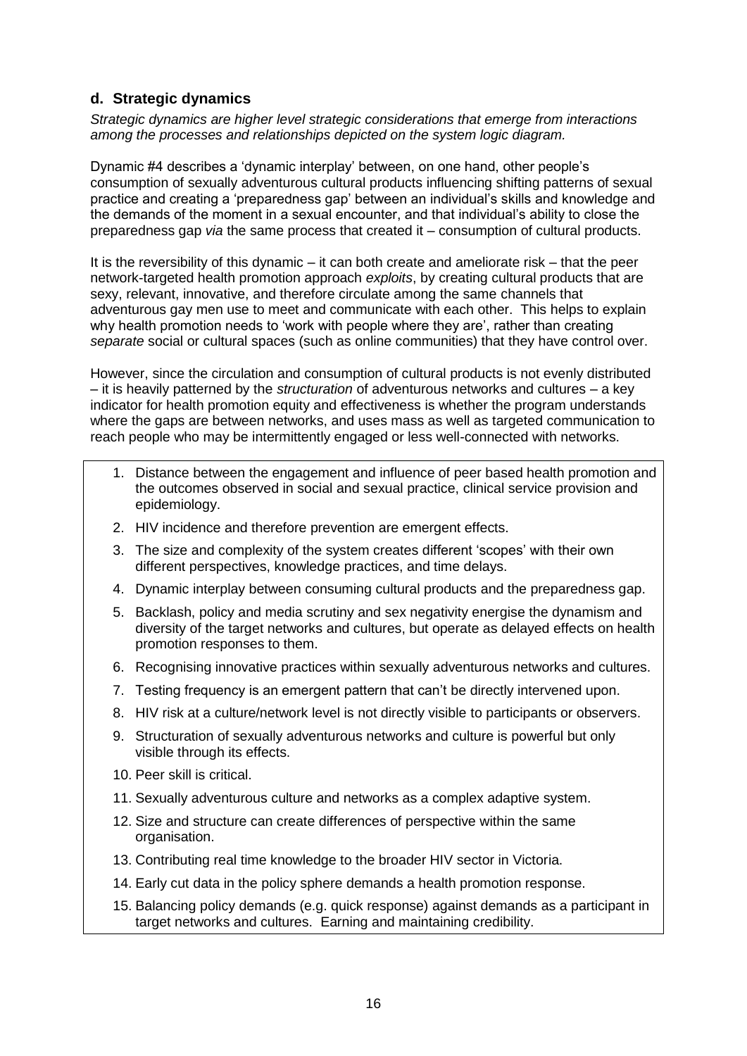### d. Strategic dynamics

*Strategic dynamics are higher level strategic considerations that emerge from interactions among the processes and relationships depicted on the system logic diagram.*

Dynamic #4 describes a 'dynamic interplay' between, on one hand, other people's consumption of sexually adventurous cultural products influencing shifting patterns of sexual practice and creating a 'preparedness gap' between an individual's skills and knowledge and the demands of the moment in a sexual encounter, and that individual's ability to close the preparedness gap *via* the same process that created it – consumption of cultural products.

It is the reversibility of this dynamic – it can both create and ameliorate risk – that the peer network-targeted health promotion approach *exploits*, by creating cultural products that are sexy, relevant, innovative, and therefore circulate among the same channels that adventurous gay men use to meet and communicate with each other. This helps to explain why health promotion needs to 'work with people where they are', rather than creating *separate* social or cultural spaces (such as online communities) that they have control over.

However, since the circulation and consumption of cultural products is not evenly distributed – it is heavily patterned by the *structuration* of adventurous networks and cultures – a key indicator for health promotion equity and effectiveness is whether the program understands where the gaps are between networks, and uses mass as well as targeted communication to reach people who may be intermittently engaged or less well-connected with networks.

1. Distance between the engagement and influence of peer based health promotion and the outcomes observed in social and sexual practice, clinical service provision and epidemiology.
2. HIV incidence and therefore prevention are emergent effects.
3. The size and complexity of the system creates different 'scopes' with their own different perspectives, knowledge practices, and time delays.
4. Dynamic interplay between consuming cultural products and the preparedness gap.
5. Backlash, policy and media scrutiny and sex negativity energise the dynamism and diversity of the target networks and cultures, but operate as delayed effects on health promotion responses to them.
6. Recognising innovative practices within sexually adventurous networks and cultures.
7. Testing frequency is an emergent pattern that can't be directly intervened upon.
8. HIV risk at a culture/network level is not directly visible to participants or observers.
9. Structuration of sexually adventurous networks and culture is powerful but only visible through its effects.
10. Peer skill is critical.
11. Sexually adventurous culture and networks as a complex adaptive system.
12. Size and structure can create differences of perspective within the same organisation.
13. Contributing real time knowledge to the broader HIV sector in Victoria.
14. Early cut data in the policy sphere demands a health promotion response.
15. Balancing policy demands (e.g. quick response) against demands as a participant in target networks and cultures. Earning and maintaining credibility.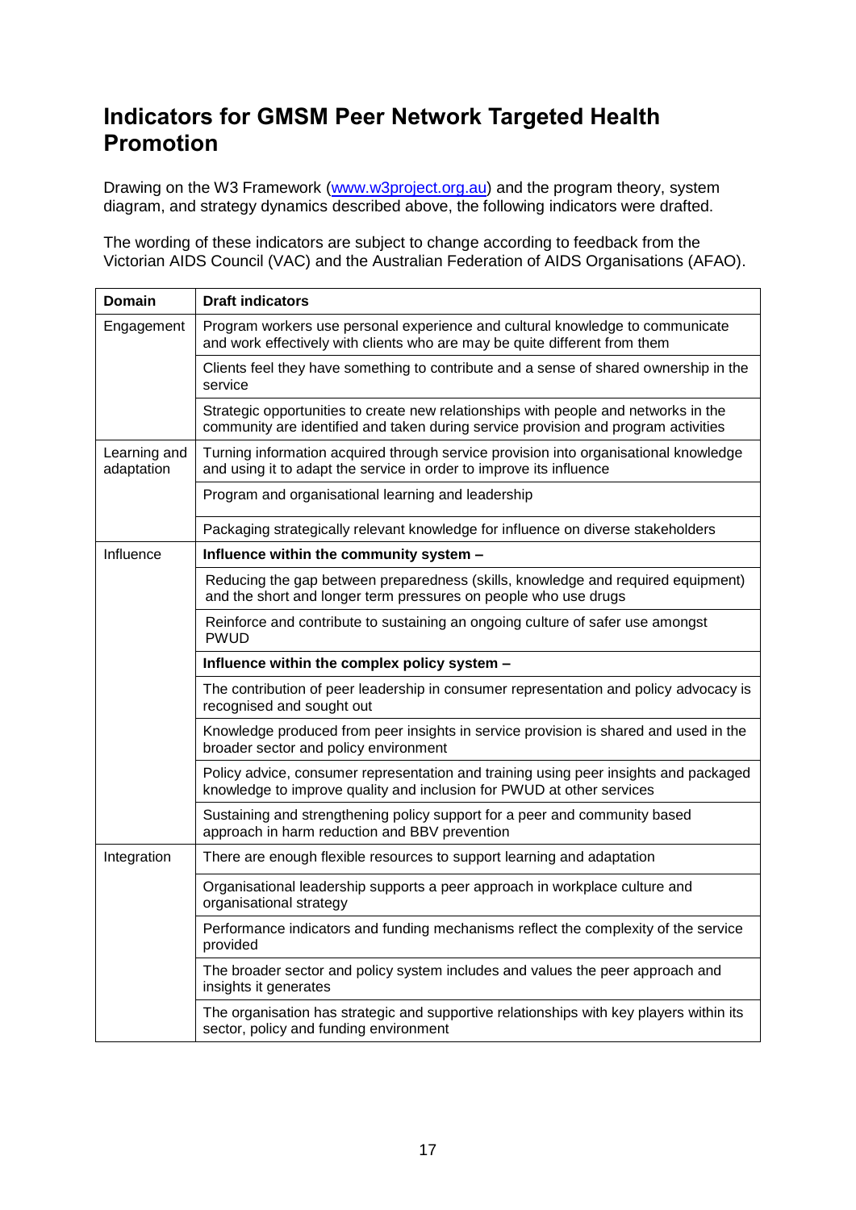# Indicators for GMSM Peer Network Targeted Health Promotion

Drawing on the W3 Framework ([www.w3project.org.au](www.w3project.org.au)) and the program theory, system diagram, and strategy dynamics described above, the following indicators were drafted.

The wording of these indicators are subject to change according to feedback from the Victorian AIDS Council (VAC) and the Australian Federation of AIDS Organisations (AFAO).

| Domain | Draft indicators |
|---|---|
| Engagement | Program workers use personal experience and cultural knowledge to communicate and work effectively with clients who are may be quite different from them |
| | Clients feel they have something to contribute and a sense of shared ownership in the service |
| | Strategic opportunities to create new relationships with people and networks in the community are identified and taken during service provision and program activities |
| Learning and adaptation | Turning information acquired through service provision into organisational knowledge and using it to adapt the service in order to improve its influence |
| | Program and organisational learning and leadership |
| | Packaging strategically relevant knowledge for influence on diverse stakeholders |
| Influence | **Influence within the community system –** |
| | Reducing the gap between preparedness (skills, knowledge and required equipment) and the short and longer term pressures on people who use drugs |
| | Reinforce and contribute to sustaining an ongoing culture of safer use amongst PWUD |
| | **Influence within the complex policy system –** |
| | The contribution of peer leadership in consumer representation and policy advocacy is recognised and sought out |
| | Knowledge produced from peer insights in service provision is shared and used in the broader sector and policy environment |
| | Policy advice, consumer representation and training using peer insights and packaged knowledge to improve quality and inclusion for PWUD at other services |
| | Sustaining and strengthening policy support for a peer and community based approach in harm reduction and BBV prevention |
| Integration | There are enough flexible resources to support learning and adaptation |
| | Organisational leadership supports a peer approach in workplace culture and organisational strategy |
| | Performance indicators and funding mechanisms reflect the complexity of the service provided |
| | The broader sector and policy system includes and values the peer approach and insights it generates |
| | The organisation has strategic and supportive relationships with key players within its sector, policy and funding environment |